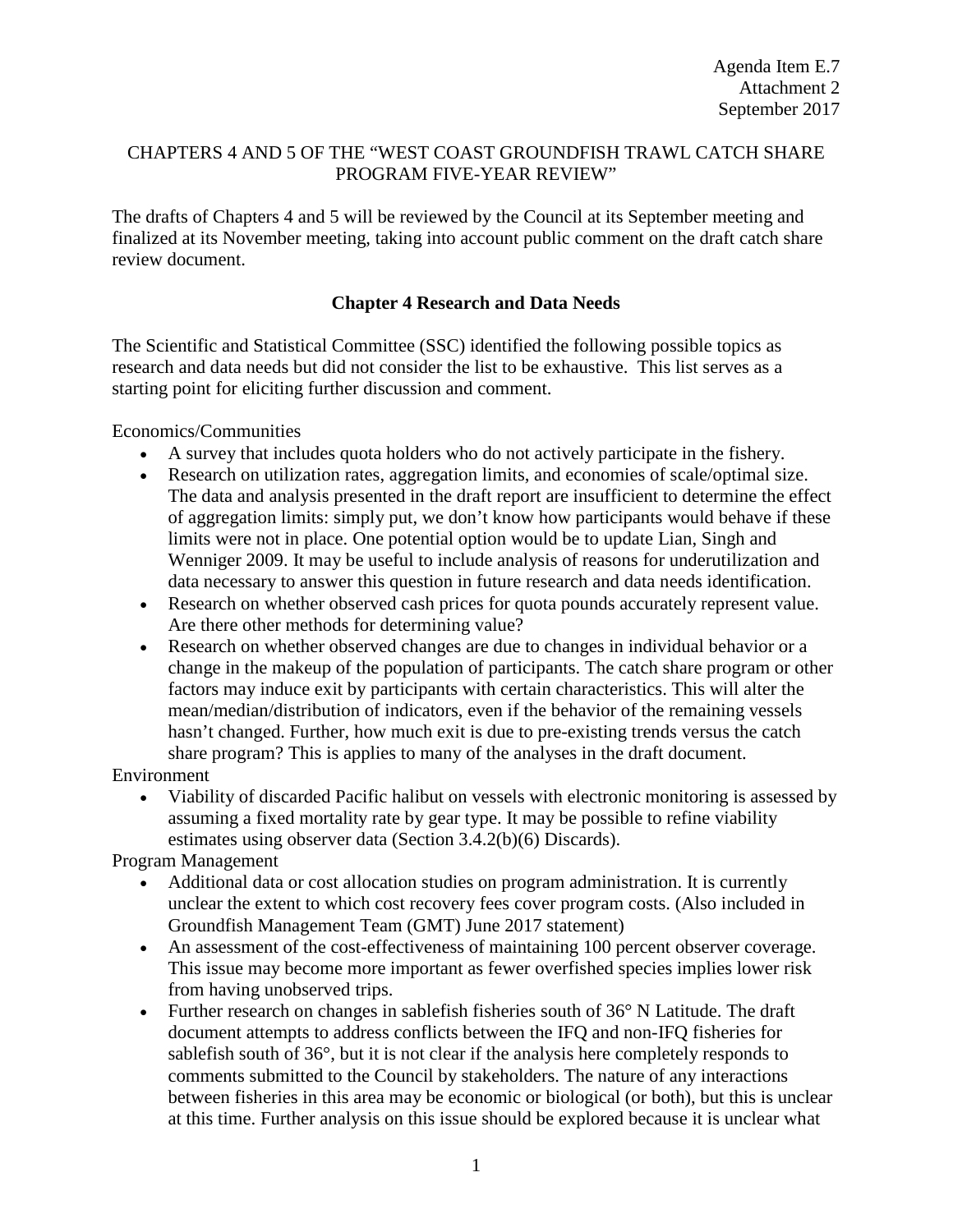Agenda Item E.7
Attachment 2
September 2017

CHAPTERS 4 AND 5 OF THE "WEST COAST GROUNDFISH TRAWL CATCH SHARE PROGRAM FIVE-YEAR REVIEW"

The drafts of Chapters 4 and 5 will be reviewed by the Council at its September meeting and finalized at its November meeting, taking into account public comment on the draft catch share review document.

## Chapter 4 Research and Data Needs

The Scientific and Statistical Committee (SSC) identified the following possible topics as research and data needs but did not consider the list to be exhaustive. This list serves as a starting point for eliciting further discussion and comment.

Economics/Communities

- A survey that includes quota holders who do not actively participate in the fishery.
- Research on utilization rates, aggregation limits, and economies of scale/optimal size. The data and analysis presented in the draft report are insufficient to determine the effect of aggregation limits: simply put, we don't know how participants would behave if these limits were not in place. One potential option would be to update Lian, Singh and Wenniger 2009. It may be useful to include analysis of reasons for underutilization and data necessary to answer this question in future research and data needs identification.
- Research on whether observed cash prices for quota pounds accurately represent value. Are there other methods for determining value?
- Research on whether observed changes are due to changes in individual behavior or a change in the makeup of the population of participants. The catch share program or other factors may induce exit by participants with certain characteristics. This will alter the mean/median/distribution of indicators, even if the behavior of the remaining vessels hasn't changed. Further, how much exit is due to pre-existing trends versus the catch share program? This is applies to many of the analyses in the draft document.

Environment

- Viability of discarded Pacific halibut on vessels with electronic monitoring is assessed by assuming a fixed mortality rate by gear type. It may be possible to refine viability estimates using observer data (Section 3.4.2(b)(6) Discards).

Program Management

- Additional data or cost allocation studies on program administration. It is currently unclear the extent to which cost recovery fees cover program costs. (Also included in Groundfish Management Team (GMT) June 2017 statement)
- An assessment of the cost-effectiveness of maintaining 100 percent observer coverage. This issue may become more important as fewer overfished species implies lower risk from having unobserved trips.
- Further research on changes in sablefish fisheries south of 36° N Latitude. The draft document attempts to address conflicts between the IFQ and non-IFQ fisheries for sablefish south of 36°, but it is not clear if the analysis here completely responds to comments submitted to the Council by stakeholders. The nature of any interactions between fisheries in this area may be economic or biological (or both), but this is unclear at this time. Further analysis on this issue should be explored because it is unclear what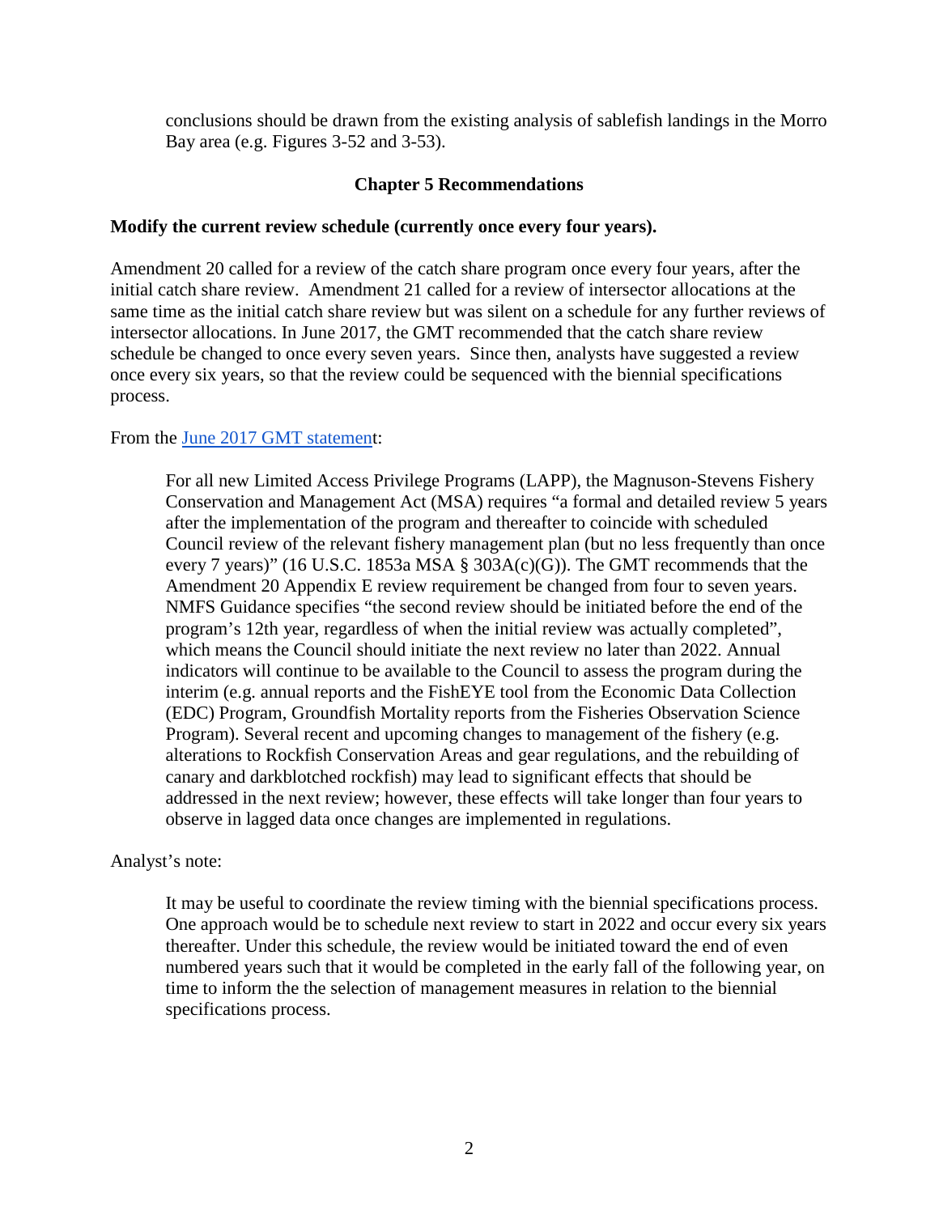conclusions should be drawn from the existing analysis of sablefish landings in the Morro Bay area (e.g. Figures 3-52 and 3-53).

## Chapter 5 Recommendations

**Modify the current review schedule (currently once every four years).**

Amendment 20 called for a review of the catch share program once every four years, after the initial catch share review. Amendment 21 called for a review of intersector allocations at the same time as the initial catch share review but was silent on a schedule for any further reviews of intersector allocations. In June 2017, the GMT recommended that the catch share review schedule be changed to once every seven years. Since then, analysts have suggested a review once every six years, so that the review could be sequenced with the biennial specifications process.

From the June 2017 GMT statement:

> For all new Limited Access Privilege Programs (LAPP), the Magnuson-Stevens Fishery Conservation and Management Act (MSA) requires "a formal and detailed review 5 years after the implementation of the program and thereafter to coincide with scheduled Council review of the relevant fishery management plan (but no less frequently than once every 7 years)" (16 U.S.C. 1853a MSA § 303A(c)(G)). The GMT recommends that the Amendment 20 Appendix E review requirement be changed from four to seven years. NMFS Guidance specifies "the second review should be initiated before the end of the program's 12th year, regardless of when the initial review was actually completed", which means the Council should initiate the next review no later than 2022. Annual indicators will continue to be available to the Council to assess the program during the interim (e.g. annual reports and the FishEYE tool from the Economic Data Collection (EDC) Program, Groundfish Mortality reports from the Fisheries Observation Science Program). Several recent and upcoming changes to management of the fishery (e.g. alterations to Rockfish Conservation Areas and gear regulations, and the rebuilding of canary and darkblotched rockfish) may lead to significant effects that should be addressed in the next review; however, these effects will take longer than four years to observe in lagged data once changes are implemented in regulations.

Analyst's note:

> It may be useful to coordinate the review timing with the biennial specifications process. One approach would be to schedule next review to start in 2022 and occur every six years thereafter. Under this schedule, the review would be initiated toward the end of even numbered years such that it would be completed in the early fall of the following year, on time to inform the the selection of management measures in relation to the biennial specifications process.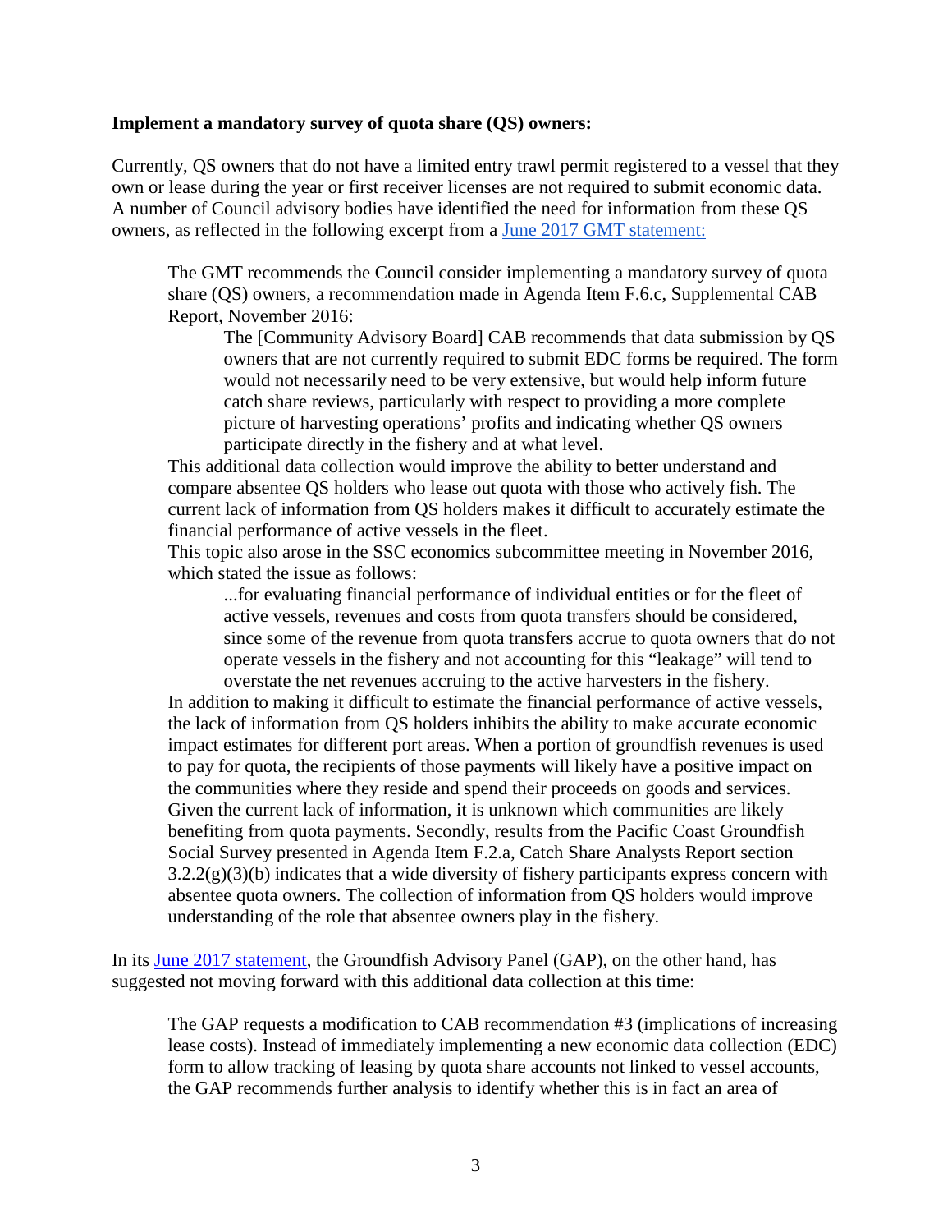**Implement a mandatory survey of quota share (QS) owners:**

Currently, QS owners that do not have a limited entry trawl permit registered to a vessel that they own or lease during the year or first receiver licenses are not required to submit economic data. A number of Council advisory bodies have identified the need for information from these QS owners, as reflected in the following excerpt from a [June 2017 GMT statement:](#)

> The GMT recommends the Council consider implementing a mandatory survey of quota share (QS) owners, a recommendation made in Agenda Item F.6.c, Supplemental CAB Report, November 2016:
>
> > The [Community Advisory Board] CAB recommends that data submission by QS owners that are not currently required to submit EDC forms be required. The form would not necessarily need to be very extensive, but would help inform future catch share reviews, particularly with respect to providing a more complete picture of harvesting operations' profits and indicating whether QS owners participate directly in the fishery and at what level.
>
> This additional data collection would improve the ability to better understand and compare absentee QS holders who lease out quota with those who actively fish. The current lack of information from QS holders makes it difficult to accurately estimate the financial performance of active vessels in the fleet.
>
> This topic also arose in the SSC economics subcommittee meeting in November 2016, which stated the issue as follows:
>
> > ...for evaluating financial performance of individual entities or for the fleet of active vessels, revenues and costs from quota transfers should be considered, since some of the revenue from quota transfers accrue to quota owners that do not operate vessels in the fishery and not accounting for this "leakage" will tend to overstate the net revenues accruing to the active harvesters in the fishery.
>
> In addition to making it difficult to estimate the financial performance of active vessels, the lack of information from QS holders inhibits the ability to make accurate economic impact estimates for different port areas. When a portion of groundfish revenues is used to pay for quota, the recipients of those payments will likely have a positive impact on the communities where they reside and spend their proceeds on goods and services. Given the current lack of information, it is unknown which communities are likely benefiting from quota payments. Secondly, results from the Pacific Coast Groundfish Social Survey presented in Agenda Item F.2.a, Catch Share Analysts Report section 3.2.2(g)(3)(b) indicates that a wide diversity of fishery participants express concern with absentee quota owners. The collection of information from QS holders would improve understanding of the role that absentee owners play in the fishery.

In its [June 2017 statement](#), the Groundfish Advisory Panel (GAP), on the other hand, has suggested not moving forward with this additional data collection at this time:

> The GAP requests a modification to CAB recommendation #3 (implications of increasing lease costs). Instead of immediately implementing a new economic data collection (EDC) form to allow tracking of leasing by quota share accounts not linked to vessel accounts, the GAP recommends further analysis to identify whether this is in fact an area of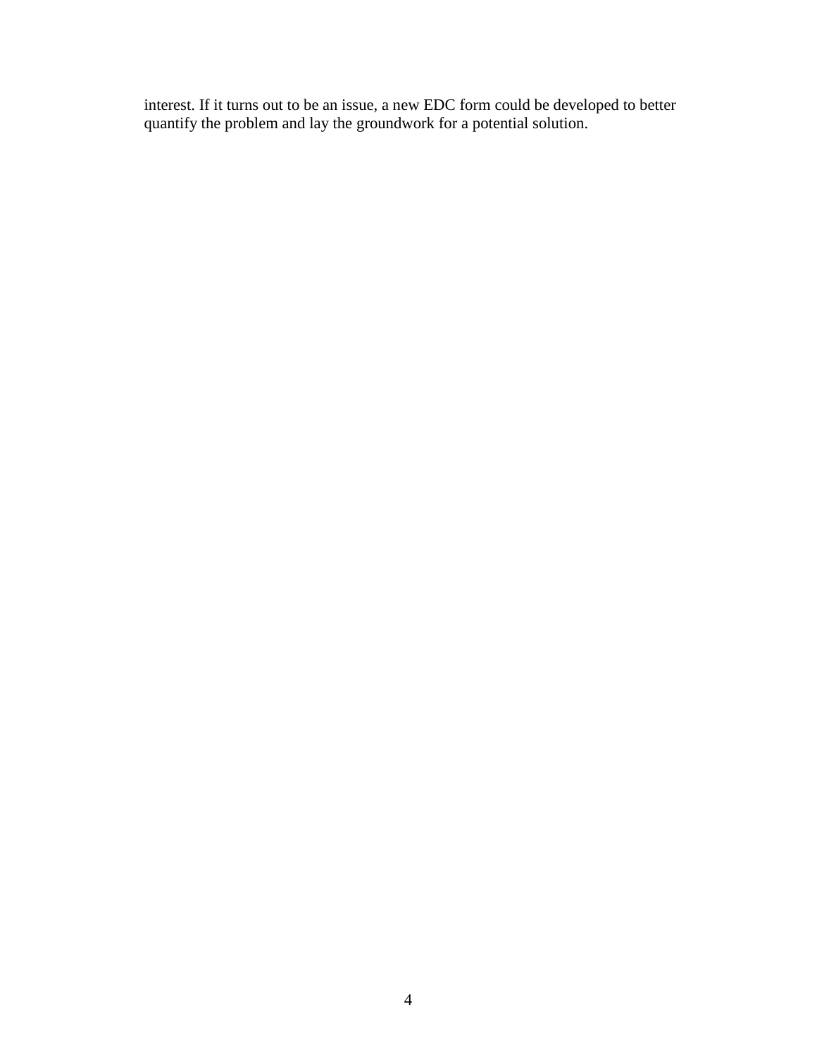interest. If it turns out to be an issue, a new EDC form could be developed to better quantify the problem and lay the groundwork for a potential solution.